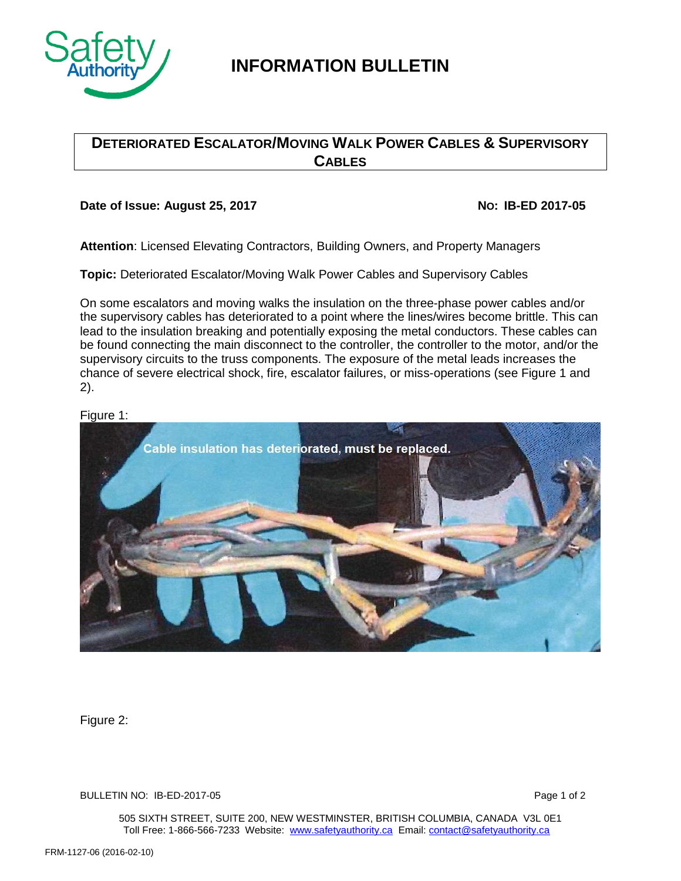# INFORMATION BULLETIN

## DETERIORATED ESCALATOR/MOVING WALK POWER CABLES & SUPERVISORY CABLES

**Date of Issue: August 25, 2017** **NO: IB-ED 2017-05**

**Attention**: Licensed Elevating Contractors, Building Owners, and Property Managers

**Topic:** Deteriorated Escalator/Moving Walk Power Cables and Supervisory Cables

On some escalators and moving walks the insulation on the three-phase power cables and/or the supervisory cables has deteriorated to a point where the lines/wires become brittle. This can lead to the insulation breaking and potentially exposing the metal conductors. These cables can be found connecting the main disconnect to the controller, the controller to the motor, and/or the supervisory circuits to the truss components. The exposure of the metal leads increases the chance of severe electrical shock, fire, escalator failures, or miss-operations (see Figure 1 and 2).

Figure 1:

Cable insulation has deteriorated, must be replaced.

Figure 2:

505 SIXTH STREET, SUITE 200, NEW WESTMINSTER, BRITISH COLUMBIA, CANADA V3L 0E1
Toll Free: 1-866-566-7233 Website: www.safetyauthority.ca Email: contact@safetyauthority.ca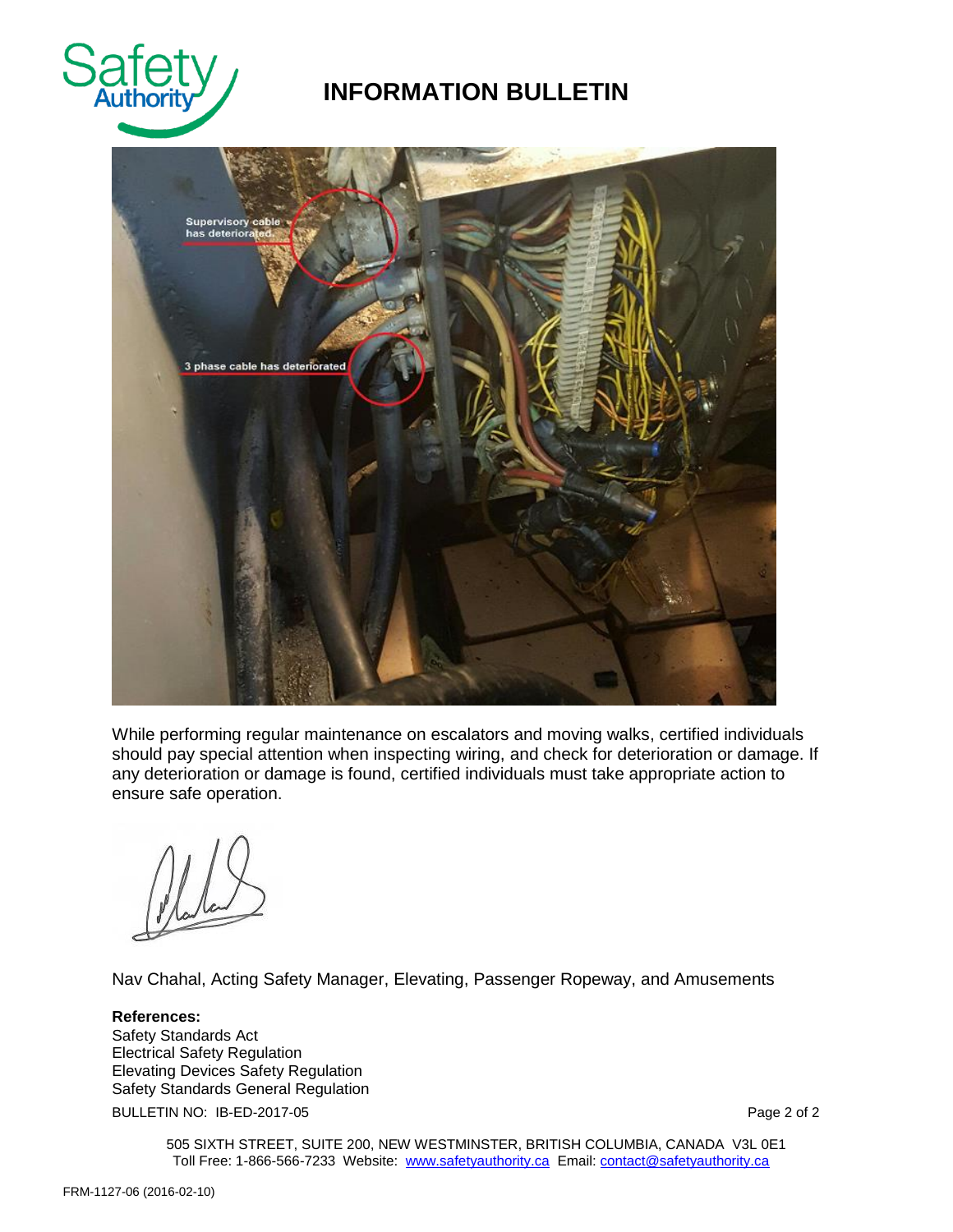# INFORMATION BULLETIN

While performing regular maintenance on escalators and moving walks, certified individuals should pay special attention when inspecting wiring, and check for deterioration or damage. If any deterioration or damage is found, certified individuals must take appropriate action to ensure safe operation.

Nav Chahal, Acting Safety Manager, Elevating, Passenger Ropeway, and Amusements

**References:**
Safety Standards Act
Electrical Safety Regulation
Elevating Devices Safety Regulation
Safety Standards General Regulation

BULLETIN NO: IB-ED-2017-05

505 SIXTH STREET, SUITE 200, NEW WESTMINSTER, BRITISH COLUMBIA, CANADA V3L 0E1
Toll Free: 1-866-566-7233 Website: www.safetyauthority.ca Email: contact@safetyauthority.ca

FRM-1127-06 (2016-02-10)